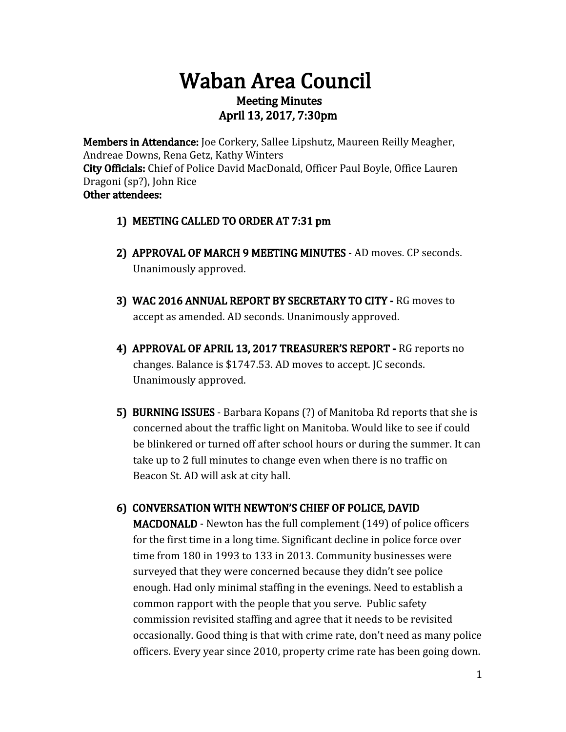# Waban Area Council

## Meeting Minutes
## April 13, 2017, 7:30pm

**Members in Attendance:** Joe Corkery, Sallee Lipshutz, Maureen Reilly Meagher, Andreae Downs, Rena Getz, Kathy Winters
**City Officials:** Chief of Police David MacDonald, Officer Paul Boyle, Office Lauren Dragoni (sp?), John Rice
**Other attendees:**

1) **MEETING CALLED TO ORDER AT 7:31 pm**

2) **APPROVAL OF MARCH 9 MEETING MINUTES** - AD moves. CP seconds. Unanimously approved.

3) **WAC 2016 ANNUAL REPORT BY SECRETARY TO CITY -** RG moves to accept as amended. AD seconds. Unanimously approved.

4) **APPROVAL OF APRIL 13, 2017 TREASURER'S REPORT -** RG reports no changes. Balance is $1747.53. AD moves to accept. JC seconds. Unanimously approved.

5) **BURNING ISSUES** - Barbara Kopans (?) of Manitoba Rd reports that she is concerned about the traffic light on Manitoba. Would like to see if could be blinkered or turned off after school hours or during the summer. It can take up to 2 full minutes to change even when there is no traffic on Beacon St. AD will ask at city hall.

6) **CONVERSATION WITH NEWTON'S CHIEF OF POLICE, DAVID MACDONALD** - Newton has the full complement (149) of police officers for the first time in a long time. Significant decline in police force over time from 180 in 1993 to 133 in 2013. Community businesses were surveyed that they were concerned because they didn't see police enough. Had only minimal staffing in the evenings. Need to establish a common rapport with the people that you serve. Public safety commission revisited staffing and agree that it needs to be revisited occasionally. Good thing is that with crime rate, don't need as many police officers. Every year since 2010, property crime rate has been going down.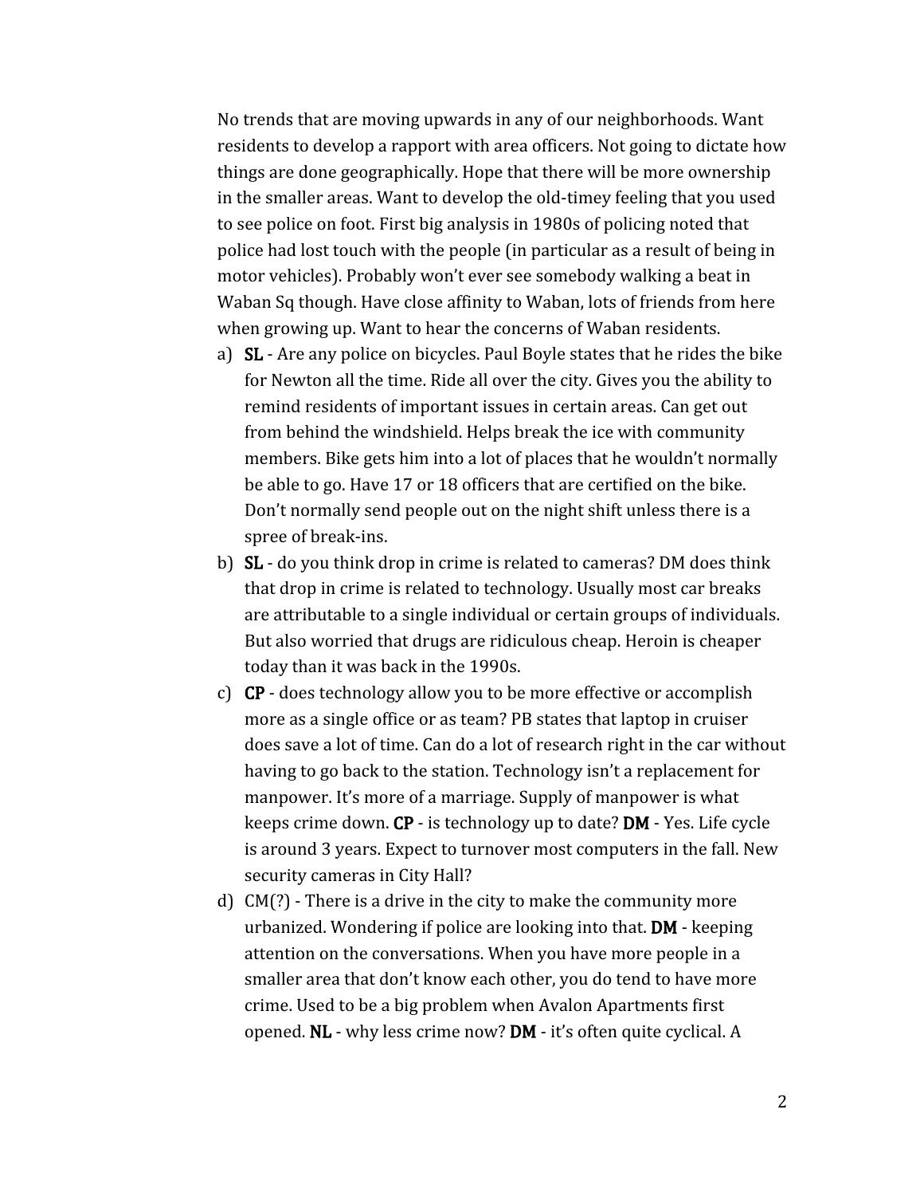No trends that are moving upwards in any of our neighborhoods. Want residents to develop a rapport with area officers. Not going to dictate how things are done geographically. Hope that there will be more ownership in the smaller areas. Want to develop the old-timey feeling that you used to see police on foot. First big analysis in 1980s of policing noted that police had lost touch with the people (in particular as a result of being in motor vehicles). Probably won't ever see somebody walking a beat in Waban Sq though. Have close affinity to Waban, lots of friends from here when growing up. Want to hear the concerns of Waban residents.

a) **SL** - Are any police on bicycles. Paul Boyle states that he rides the bike for Newton all the time. Ride all over the city. Gives you the ability to remind residents of important issues in certain areas. Can get out from behind the windshield. Helps break the ice with community members. Bike gets him into a lot of places that he wouldn't normally be able to go. Have 17 or 18 officers that are certified on the bike. Don't normally send people out on the night shift unless there is a spree of break-ins.

b) **SL** - do you think drop in crime is related to cameras? DM does think that drop in crime is related to technology. Usually most car breaks are attributable to a single individual or certain groups of individuals. But also worried that drugs are ridiculous cheap. Heroin is cheaper today than it was back in the 1990s.

c) **CP** - does technology allow you to be more effective or accomplish more as a single office or as team? PB states that laptop in cruiser does save a lot of time. Can do a lot of research right in the car without having to go back to the station. Technology isn't a replacement for manpower. It's more of a marriage. Supply of manpower is what keeps crime down. **CP** - is technology up to date? **DM** - Yes. Life cycle is around 3 years. Expect to turnover most computers in the fall. New security cameras in City Hall?

d) CM(?) - There is a drive in the city to make the community more urbanized. Wondering if police are looking into that. **DM** - keeping attention on the conversations. When you have more people in a smaller area that don't know each other, you do tend to have more crime. Used to be a big problem when Avalon Apartments first opened. **NL** - why less crime now? **DM** - it's often quite cyclical. A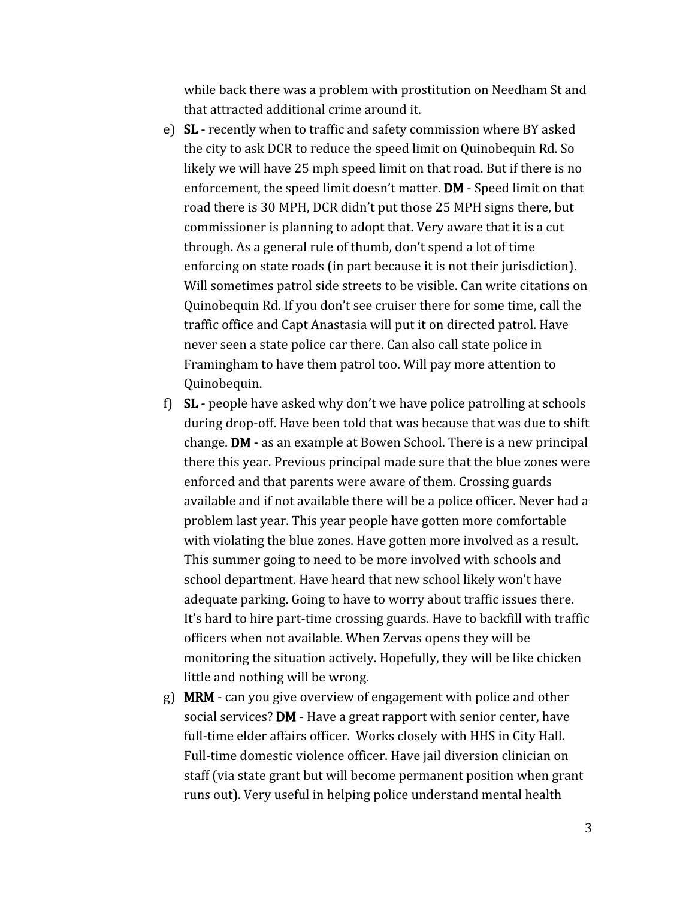while back there was a problem with prostitution on Needham St and that attracted additional crime around it.

e) **SL** - recently when to traffic and safety commission where BY asked the city to ask DCR to reduce the speed limit on Quinobequin Rd. So likely we will have 25 mph speed limit on that road. But if there is no enforcement, the speed limit doesn't matter. **DM** - Speed limit on that road there is 30 MPH, DCR didn't put those 25 MPH signs there, but commissioner is planning to adopt that. Very aware that it is a cut through. As a general rule of thumb, don't spend a lot of time enforcing on state roads (in part because it is not their jurisdiction). Will sometimes patrol side streets to be visible. Can write citations on Quinobequin Rd. If you don't see cruiser there for some time, call the traffic office and Capt Anastasia will put it on directed patrol. Have never seen a state police car there. Can also call state police in Framingham to have them patrol too. Will pay more attention to Quinobequin.

f) **SL** - people have asked why don't we have police patrolling at schools during drop-off. Have been told that was because that was due to shift change. **DM** - as an example at Bowen School. There is a new principal there this year. Previous principal made sure that the blue zones were enforced and that parents were aware of them. Crossing guards available and if not available there will be a police officer. Never had a problem last year. This year people have gotten more comfortable with violating the blue zones. Have gotten more involved as a result. This summer going to need to be more involved with schools and school department. Have heard that new school likely won't have adequate parking. Going to have to worry about traffic issues there. It's hard to hire part-time crossing guards. Have to backfill with traffic officers when not available. When Zervas opens they will be monitoring the situation actively. Hopefully, they will be like chicken little and nothing will be wrong.

g) **MRM** - can you give overview of engagement with police and other social services? **DM** - Have a great rapport with senior center, have full-time elder affairs officer. Works closely with HHS in City Hall. Full-time domestic violence officer. Have jail diversion clinician on staff (via state grant but will become permanent position when grant runs out). Very useful in helping police understand mental health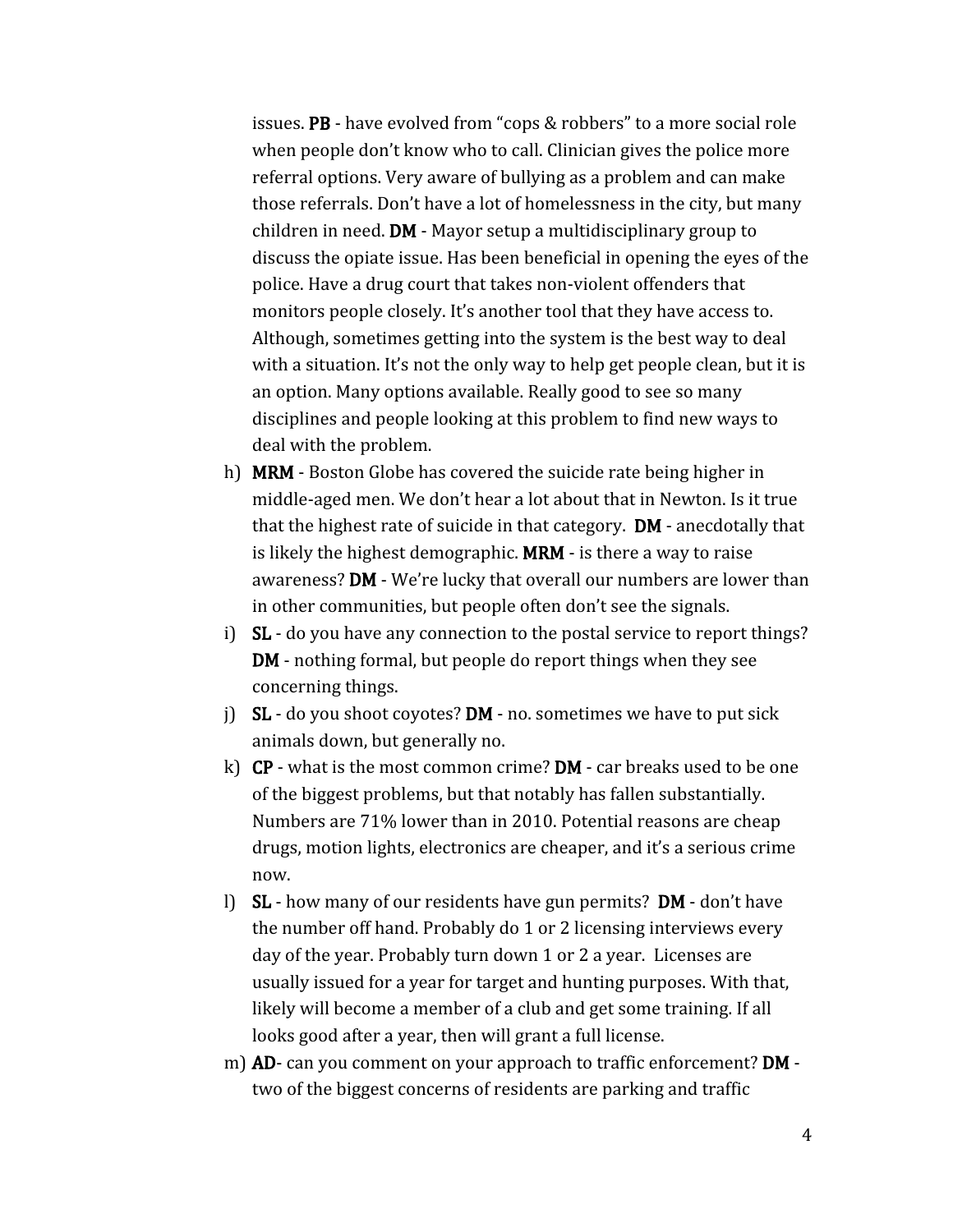issues. **PB** - have evolved from "cops & robbers" to a more social role when people don't know who to call. Clinician gives the police more referral options. Very aware of bullying as a problem and can make those referrals. Don't have a lot of homelessness in the city, but many children in need. **DM** - Mayor setup a multidisciplinary group to discuss the opiate issue. Has been beneficial in opening the eyes of the police. Have a drug court that takes non-violent offenders that monitors people closely. It's another tool that they have access to. Although, sometimes getting into the system is the best way to deal with a situation. It's not the only way to help get people clean, but it is an option. Many options available. Really good to see so many disciplines and people looking at this problem to find new ways to deal with the problem.

h) **MRM** - Boston Globe has covered the suicide rate being higher in middle-aged men. We don't hear a lot about that in Newton. Is it true that the highest rate of suicide in that category. **DM** - anecdotally that is likely the highest demographic. **MRM** - is there a way to raise awareness? **DM** - We're lucky that overall our numbers are lower than in other communities, but people often don't see the signals.

i) **SL** - do you have any connection to the postal service to report things? **DM** - nothing formal, but people do report things when they see concerning things.

j) **SL** - do you shoot coyotes? **DM** - no. sometimes we have to put sick animals down, but generally no.

k) **CP** - what is the most common crime? **DM** - car breaks used to be one of the biggest problems, but that notably has fallen substantially. Numbers are 71% lower than in 2010. Potential reasons are cheap drugs, motion lights, electronics are cheaper, and it's a serious crime now.

l) **SL** - how many of our residents have gun permits? **DM** - don't have the number off hand. Probably do 1 or 2 licensing interviews every day of the year. Probably turn down 1 or 2 a year. Licenses are usually issued for a year for target and hunting purposes. With that, likely will become a member of a club and get some training. If all looks good after a year, then will grant a full license.

m) **AD**- can you comment on your approach to traffic enforcement? **DM** - two of the biggest concerns of residents are parking and traffic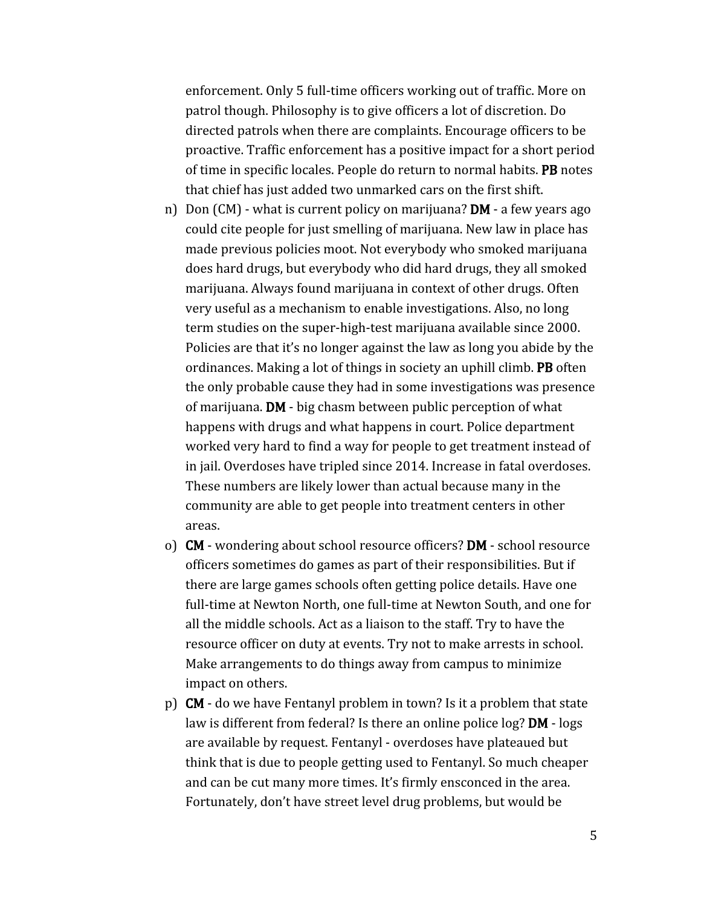enforcement. Only 5 full-time officers working out of traffic. More on patrol though. Philosophy is to give officers a lot of discretion. Do directed patrols when there are complaints. Encourage officers to be proactive. Traffic enforcement has a positive impact for a short period of time in specific locales. People do return to normal habits. **PB** notes that chief has just added two unmarked cars on the first shift.

n) Don (CM) - what is current policy on marijuana? **DM** - a few years ago could cite people for just smelling of marijuana. New law in place has made previous policies moot. Not everybody who smoked marijuana does hard drugs, but everybody who did hard drugs, they all smoked marijuana. Always found marijuana in context of other drugs. Often very useful as a mechanism to enable investigations. Also, no long term studies on the super-high-test marijuana available since 2000. Policies are that it's no longer against the law as long you abide by the ordinances. Making a lot of things in society an uphill climb. **PB** often the only probable cause they had in some investigations was presence of marijuana. **DM** - big chasm between public perception of what happens with drugs and what happens in court. Police department worked very hard to find a way for people to get treatment instead of in jail. Overdoses have tripled since 2014. Increase in fatal overdoses. These numbers are likely lower than actual because many in the community are able to get people into treatment centers in other areas.

o) **CM** - wondering about school resource officers? **DM** - school resource officers sometimes do games as part of their responsibilities. But if there are large games schools often getting police details. Have one full-time at Newton North, one full-time at Newton South, and one for all the middle schools. Act as a liaison to the staff. Try to have the resource officer on duty at events. Try not to make arrests in school. Make arrangements to do things away from campus to minimize impact on others.

p) **CM** - do we have Fentanyl problem in town? Is it a problem that state law is different from federal? Is there an online police log? **DM** - logs are available by request. Fentanyl - overdoses have plateaued but think that is due to people getting used to Fentanyl. So much cheaper and can be cut many more times. It's firmly ensconced in the area. Fortunately, don't have street level drug problems, but would be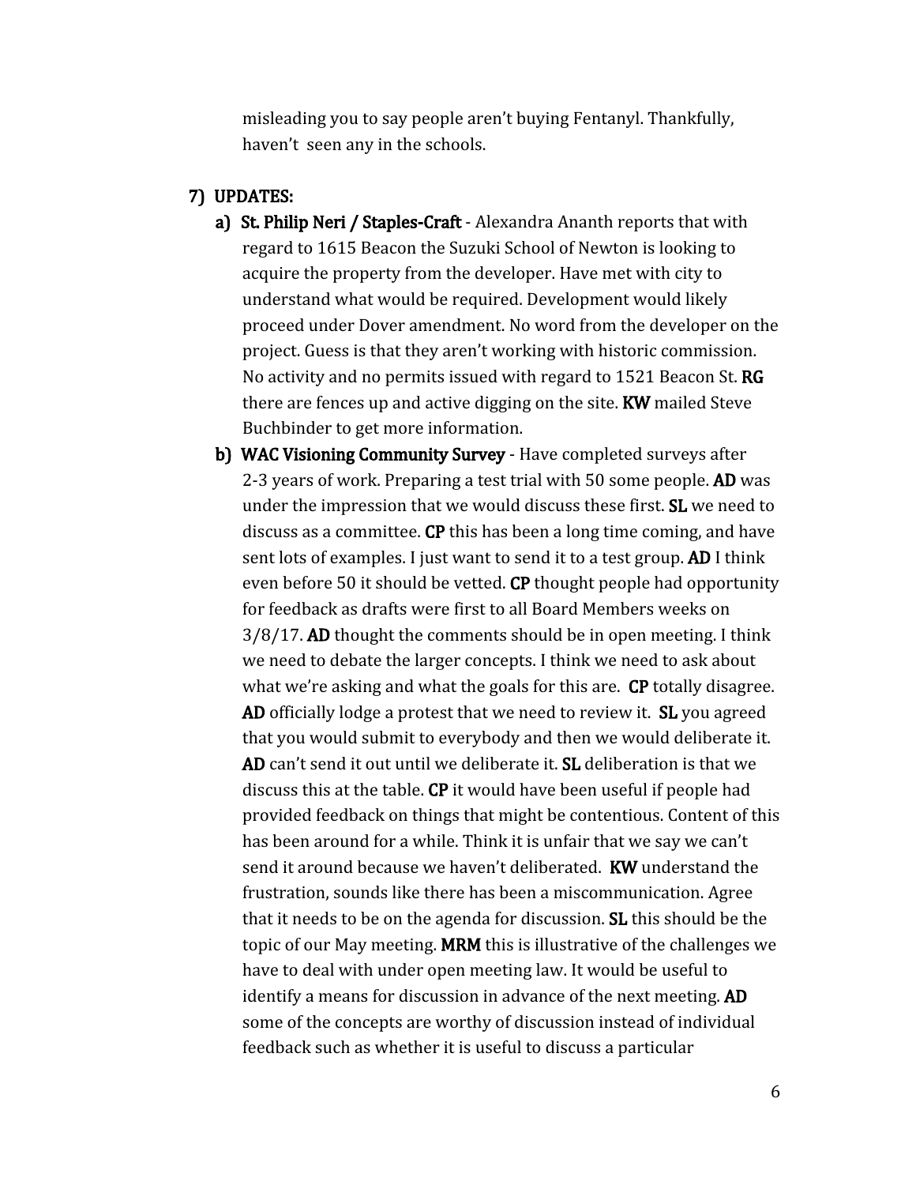misleading you to say people aren't buying Fentanyl. Thankfully, haven't seen any in the schools.

7) **UPDATES:**

   a) **St. Philip Neri / Staples-Craft** - Alexandra Ananth reports that with regard to 1615 Beacon the Suzuki School of Newton is looking to acquire the property from the developer. Have met with city to understand what would be required. Development would likely proceed under Dover amendment. No word from the developer on the project. Guess is that they aren't working with historic commission. No activity and no permits issued with regard to 1521 Beacon St. **RG** there are fences up and active digging on the site. **KW** mailed Steve Buchbinder to get more information.

   b) **WAC Visioning Community Survey** - Have completed surveys after 2-3 years of work. Preparing a test trial with 50 some people. **AD** was under the impression that we would discuss these first. **SL** we need to discuss as a committee. **CP** this has been a long time coming, and have sent lots of examples. I just want to send it to a test group. **AD** I think even before 50 it should be vetted. **CP** thought people had opportunity for feedback as drafts were first to all Board Members weeks on 3/8/17. **AD** thought the comments should be in open meeting. I think we need to debate the larger concepts. I think we need to ask about what we're asking and what the goals for this are. **CP** totally disagree. **AD** officially lodge a protest that we need to review it. **SL** you agreed that you would submit to everybody and then we would deliberate it. **AD** can't send it out until we deliberate it. **SL** deliberation is that we discuss this at the table. **CP** it would have been useful if people had provided feedback on things that might be contentious. Content of this has been around for a while. Think it is unfair that we say we can't send it around because we haven't deliberated. **KW** understand the frustration, sounds like there has been a miscommunication. Agree that it needs to be on the agenda for discussion. **SL** this should be the topic of our May meeting. **MRM** this is illustrative of the challenges we have to deal with under open meeting law. It would be useful to identify a means for discussion in advance of the next meeting. **AD** some of the concepts are worthy of discussion instead of individual feedback such as whether it is useful to discuss a particular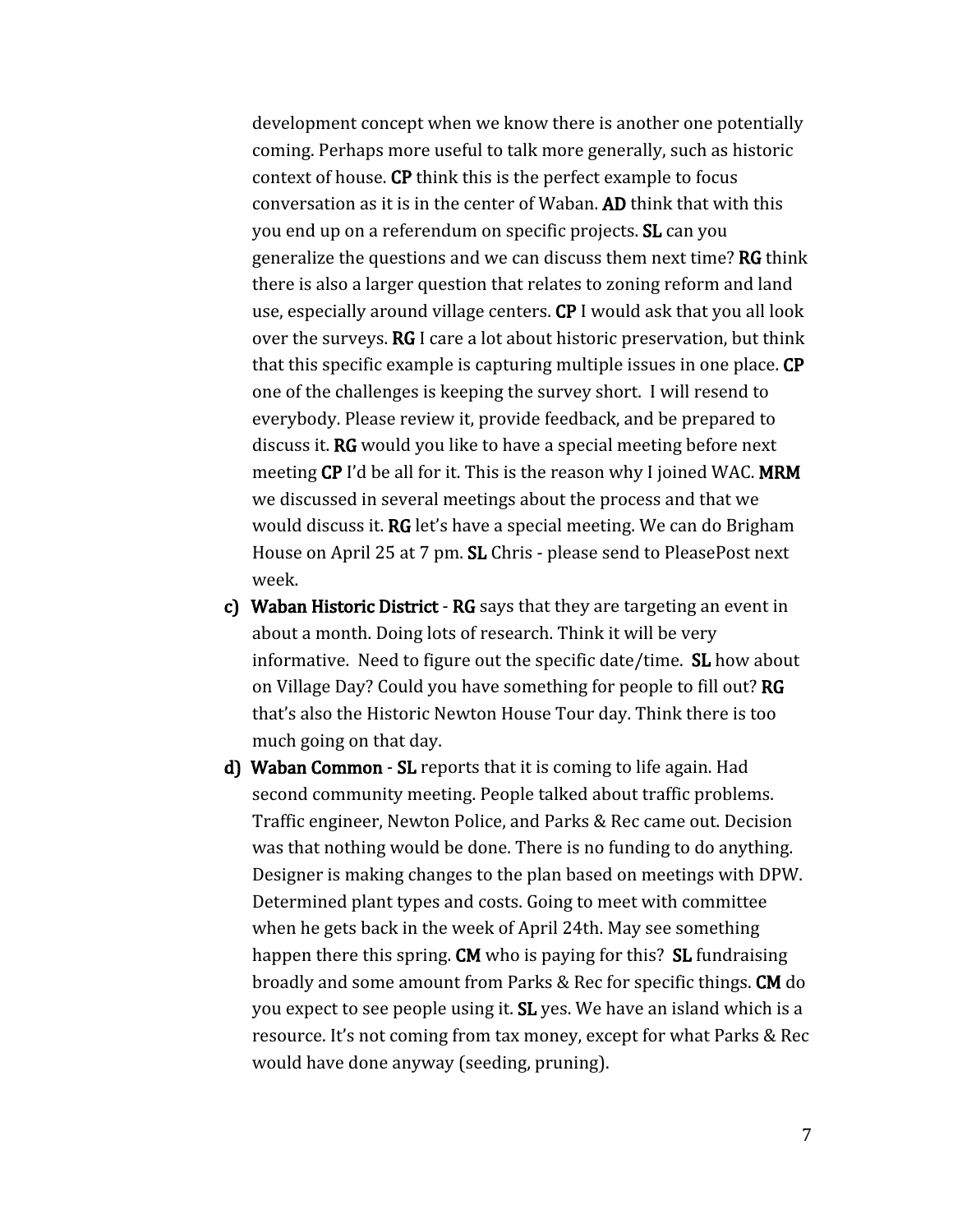development concept when we know there is another one potentially coming. Perhaps more useful to talk more generally, such as historic context of house. **CP** think this is the perfect example to focus conversation as it is in the center of Waban. **AD** think that with this you end up on a referendum on specific projects. **SL** can you generalize the questions and we can discuss them next time? **RG** think there is also a larger question that relates to zoning reform and land use, especially around village centers. **CP** I would ask that you all look over the surveys. **RG** I care a lot about historic preservation, but think that this specific example is capturing multiple issues in one place. **CP** one of the challenges is keeping the survey short. I will resend to everybody. Please review it, provide feedback, and be prepared to discuss it. **RG** would you like to have a special meeting before next meeting **CP** I'd be all for it. This is the reason why I joined WAC. **MRM** we discussed in several meetings about the process and that we would discuss it. **RG** let's have a special meeting. We can do Brigham House on April 25 at 7 pm. **SL** Chris - please send to PleasePost next week.

c) **Waban Historic District** - **RG** says that they are targeting an event in about a month. Doing lots of research. Think it will be very informative. Need to figure out the specific date/time. **SL** how about on Village Day? Could you have something for people to fill out? **RG** that's also the Historic Newton House Tour day. Think there is too much going on that day.

d) **Waban Common** - **SL** reports that it is coming to life again. Had second community meeting. People talked about traffic problems. Traffic engineer, Newton Police, and Parks & Rec came out. Decision was that nothing would be done. There is no funding to do anything. Designer is making changes to the plan based on meetings with DPW. Determined plant types and costs. Going to meet with committee when he gets back in the week of April 24th. May see something happen there this spring. **CM** who is paying for this? **SL** fundraising broadly and some amount from Parks & Rec for specific things. **CM** do you expect to see people using it. **SL** yes. We have an island which is a resource. It's not coming from tax money, except for what Parks & Rec would have done anyway (seeding, pruning).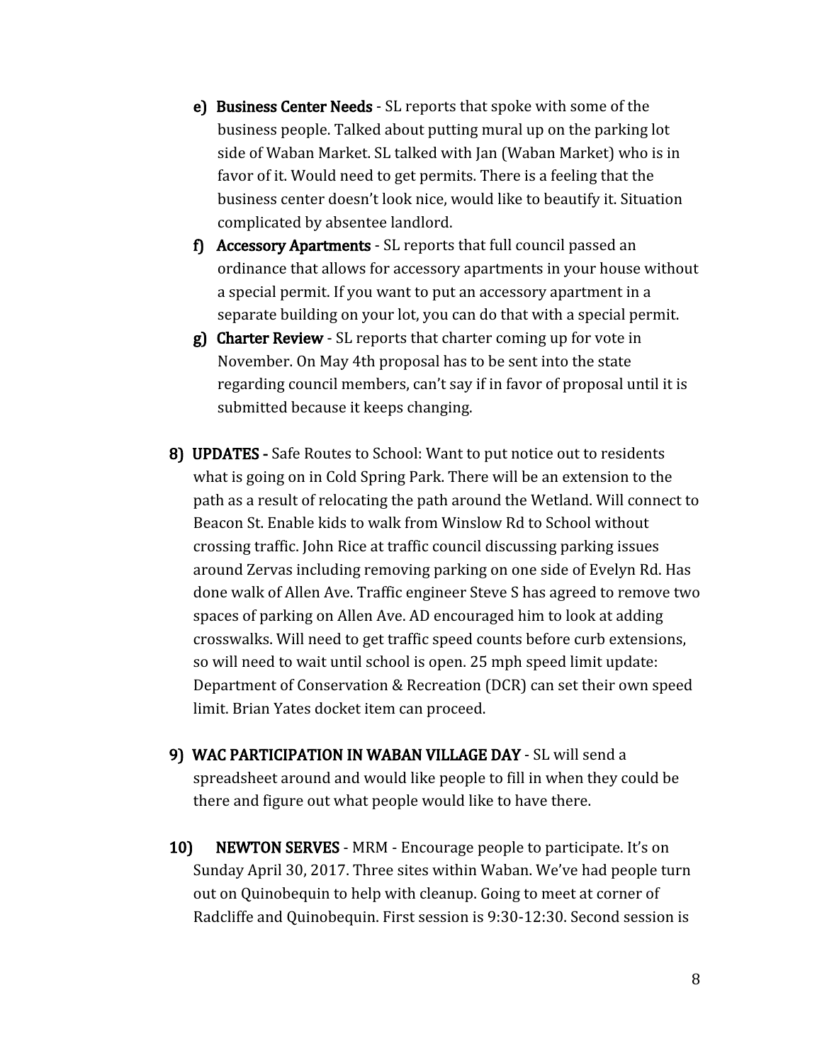- e) **Business Center Needs** - SL reports that spoke with some of the business people. Talked about putting mural up on the parking lot side of Waban Market. SL talked with Jan (Waban Market) who is in favor of it. Would need to get permits. There is a feeling that the business center doesn't look nice, would like to beautify it. Situation complicated by absentee landlord.
- f) **Accessory Apartments** - SL reports that full council passed an ordinance that allows for accessory apartments in your house without a special permit. If you want to put an accessory apartment in a separate building on your lot, you can do that with a special permit.
- g) **Charter Review** - SL reports that charter coming up for vote in November. On May 4th proposal has to be sent into the state regarding council members, can't say if in favor of proposal until it is submitted because it keeps changing.

8) **UPDATES -** Safe Routes to School: Want to put notice out to residents what is going on in Cold Spring Park. There will be an extension to the path as a result of relocating the path around the Wetland. Will connect to Beacon St. Enable kids to walk from Winslow Rd to School without crossing traffic. John Rice at traffic council discussing parking issues around Zervas including removing parking on one side of Evelyn Rd. Has done walk of Allen Ave. Traffic engineer Steve S has agreed to remove two spaces of parking on Allen Ave. AD encouraged him to look at adding crosswalks. Will need to get traffic speed counts before curb extensions, so will need to wait until school is open. 25 mph speed limit update: Department of Conservation & Recreation (DCR) can set their own speed limit. Brian Yates docket item can proceed.

9) **WAC PARTICIPATION IN WABAN VILLAGE DAY** - SL will send a spreadsheet around and would like people to fill in when they could be there and figure out what people would like to have there.

10) **NEWTON SERVES** - MRM - Encourage people to participate. It's on Sunday April 30, 2017. Three sites within Waban. We've had people turn out on Quinobequin to help with cleanup. Going to meet at corner of Radcliffe and Quinobequin. First session is 9:30-12:30. Second session is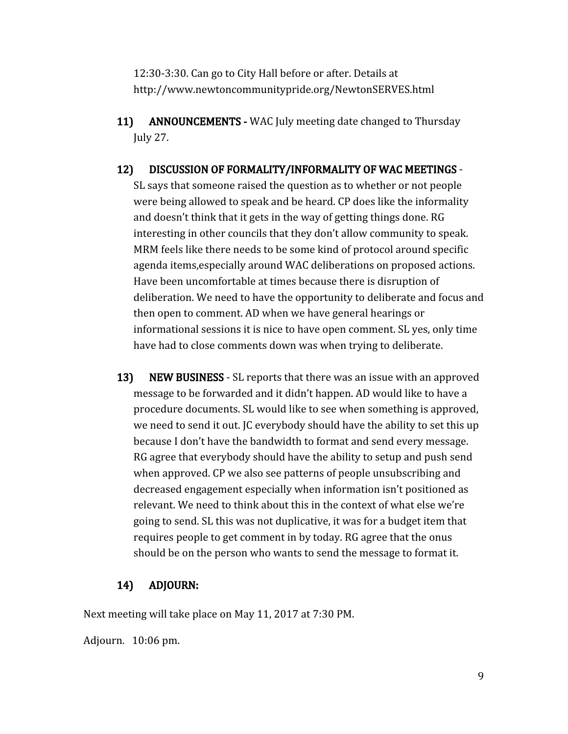12:30-3:30. Can go to City Hall before or after. Details at http://www.newtoncommunitypride.org/NewtonSERVES.html

11) **ANNOUNCEMENTS -** WAC July meeting date changed to Thursday July 27.

12) **DISCUSSION OF FORMALITY/INFORMALITY OF WAC MEETINGS** - SL says that someone raised the question as to whether or not people were being allowed to speak and be heard. CP does like the informality and doesn't think that it gets in the way of getting things done. RG interesting in other councils that they don't allow community to speak. MRM feels like there needs to be some kind of protocol around specific agenda items,especially around WAC deliberations on proposed actions. Have been uncomfortable at times because there is disruption of deliberation. We need to have the opportunity to deliberate and focus and then open to comment. AD when we have general hearings or informational sessions it is nice to have open comment. SL yes, only time have had to close comments down was when trying to deliberate.

13) **NEW BUSINESS** - SL reports that there was an issue with an approved message to be forwarded and it didn't happen. AD would like to have a procedure documents. SL would like to see when something is approved, we need to send it out. JC everybody should have the ability to set this up because I don't have the bandwidth to format and send every message. RG agree that everybody should have the ability to setup and push send when approved. CP we also see patterns of people unsubscribing and decreased engagement especially when information isn't positioned as relevant. We need to think about this in the context of what else we're going to send. SL this was not duplicative, it was for a budget item that requires people to get comment in by today. RG agree that the onus should be on the person who wants to send the message to format it.

14) **ADJOURN:**

Next meeting will take place on May 11, 2017 at 7:30 PM.

Adjourn. 10:06 pm.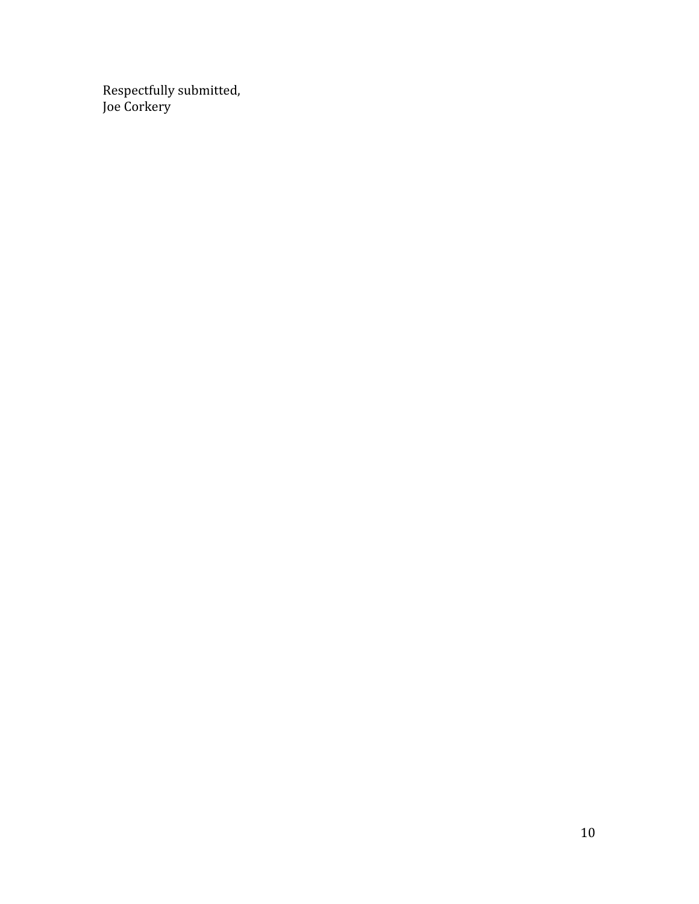Respectfully submitted,
Joe Corkery